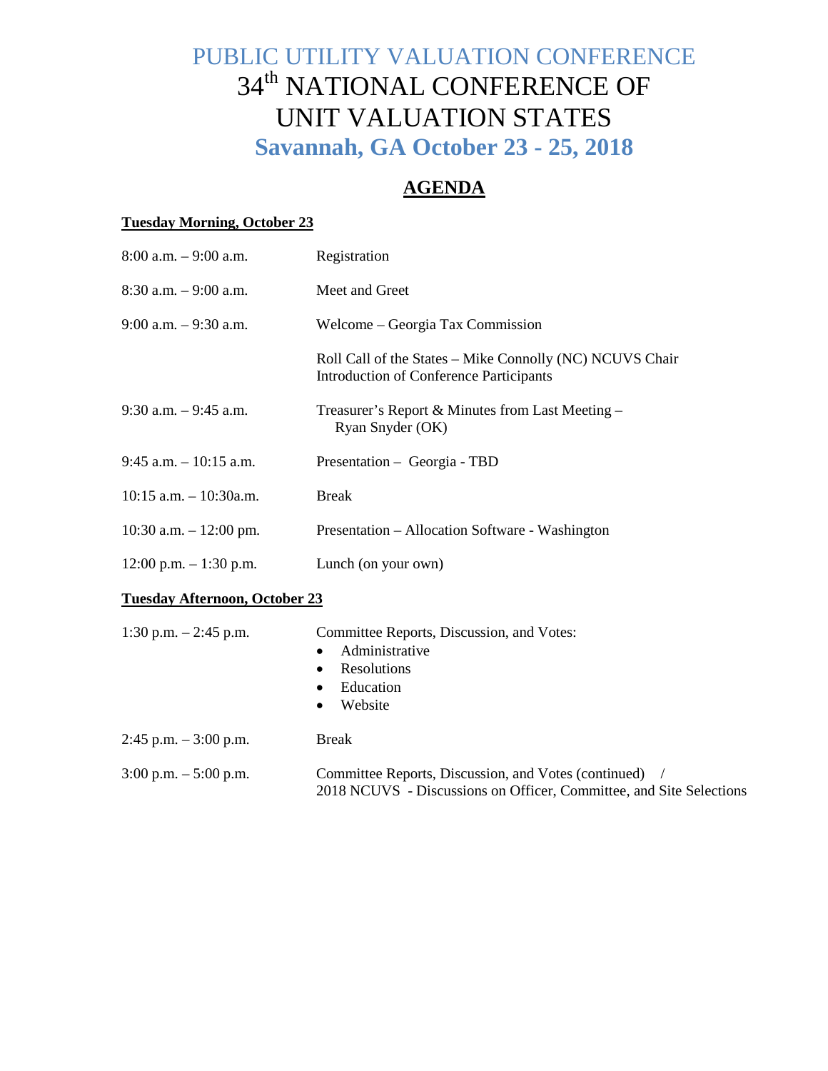# PUBLIC UTILITY VALUATION CONFERENCE

# 34th NATIONAL CONFERENCE OF UNIT VALUATION STATES

## Savannah, GA October 23 - 25, 2018

## AGENDA

**Tuesday Morning, October 23**

| | |
|---|---|
| 8:00 a.m. – 9:00 a.m. | Registration |
| 8:30 a.m. – 9:00 a.m. | Meet and Greet |
| 9:00 a.m. – 9:30 a.m. | Welcome – Georgia Tax Commission |
| | Roll Call of the States – Mike Connolly (NC) NCUVS Chair<br>Introduction of Conference Participants |
| 9:30 a.m. – 9:45 a.m. | Treasurer's Report & Minutes from Last Meeting – Ryan Snyder (OK) |
| 9:45 a.m. – 10:15 a.m. | Presentation – Georgia - TBD |
| 10:15 a.m. – 10:30a.m. | Break |
| 10:30 a.m. – 12:00 pm. | Presentation – Allocation Software - Washington |
| 12:00 p.m. – 1:30 p.m. | Lunch (on your own) |

**Tuesday Afternoon, October 23**

| | |
|---|---|
| 1:30 p.m. – 2:45 p.m. | Committee Reports, Discussion, and Votes:<br>• Administrative<br>• Resolutions<br>• Education<br>• Website |
| 2:45 p.m. – 3:00 p.m. | Break |
| 3:00 p.m. – 5:00 p.m. | Committee Reports, Discussion, and Votes (continued) /<br>2018 NCUVS - Discussions on Officer, Committee, and Site Selections |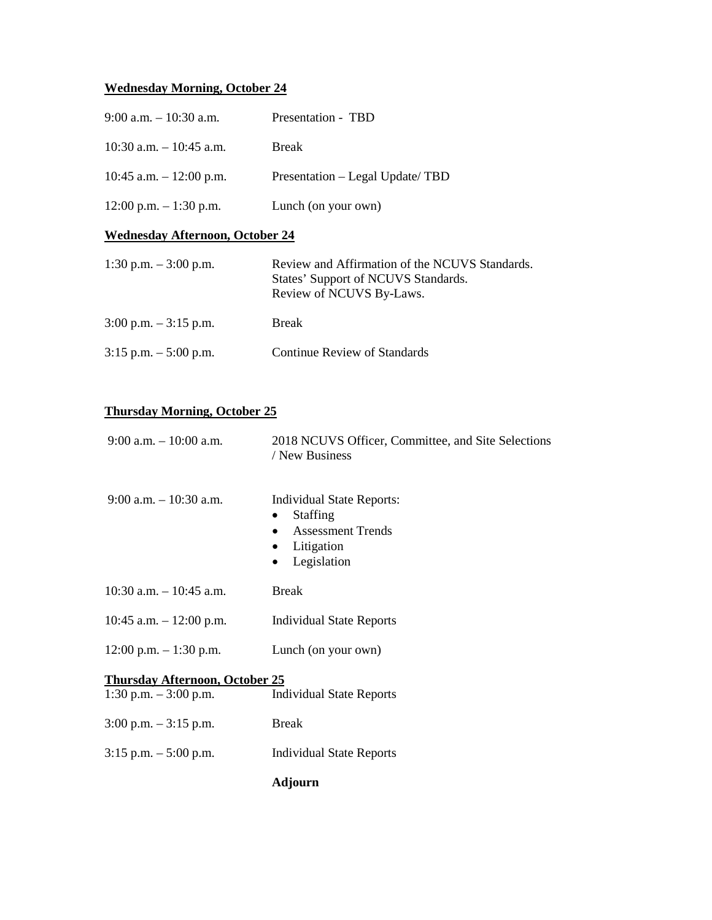**Wednesday Morning, October 24**

| | |
|---|---|
| 9:00 a.m. – 10:30 a.m. | Presentation - TBD |
| 10:30 a.m. – 10:45 a.m. | Break |
| 10:45 a.m. – 12:00 p.m. | Presentation – Legal Update/ TBD |
| 12:00 p.m. – 1:30 p.m. | Lunch (on your own) |

**Wednesday Afternoon, October 24**

| | |
|---|---|
| 1:30 p.m. – 3:00 p.m. | Review and Affirmation of the NCUVS Standards.<br>States' Support of NCUVS Standards.<br>Review of NCUVS By-Laws. |
| 3:00 p.m. – 3:15 p.m. | Break |
| 3:15 p.m. – 5:00 p.m. | Continue Review of Standards |

**Thursday Morning, October 25**

| | |
|---|---|
| 9:00 a.m. – 10:00 a.m. | 2018 NCUVS Officer, Committee, and Site Selections / New Business |
| 9:00 a.m. – 10:30 a.m. | Individual State Reports:<br>• Staffing<br>• Assessment Trends<br>• Litigation<br>• Legislation |
| 10:30 a.m. – 10:45 a.m. | Break |
| 10:45 a.m. – 12:00 p.m. | Individual State Reports |
| 12:00 p.m. – 1:30 p.m. | Lunch (on your own) |

**Thursday Afternoon, October 25**

| | |
|---|---|
| 1:30 p.m. – 3:00 p.m. | Individual State Reports |
| 3:00 p.m. – 3:15 p.m. | Break |
| 3:15 p.m. – 5:00 p.m. | Individual State Reports |
| | **Adjourn** |